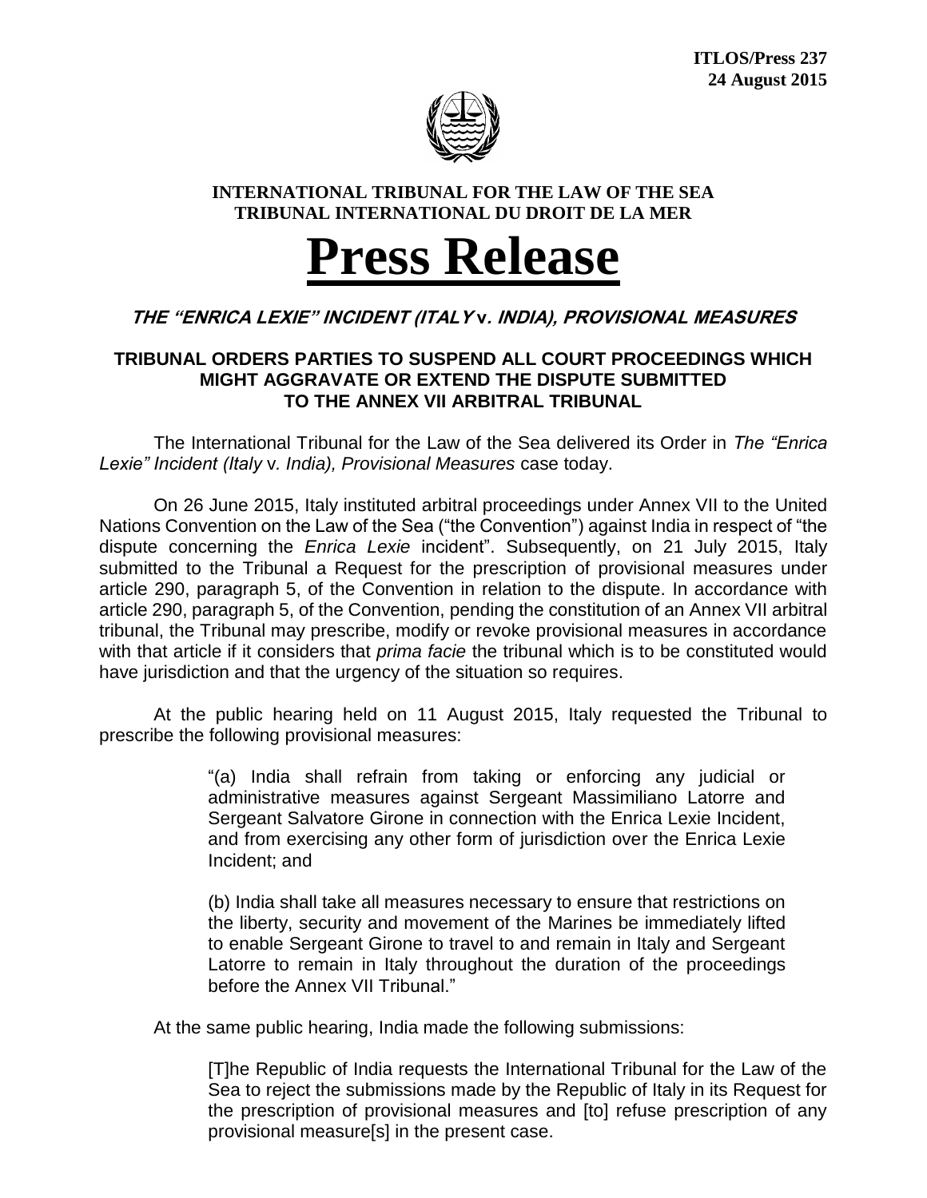**ITLOS/Press 237**
**24 August 2015**

**INTERNATIONAL TRIBUNAL FOR THE LAW OF THE SEA**
**TRIBUNAL INTERNATIONAL DU DROIT DE LA MER**

# Press Release

### *THE "ENRICA LEXIE" INCIDENT (ITALY v. INDIA), PROVISIONAL MEASURES*

### TRIBUNAL ORDERS PARTIES TO SUSPEND ALL COURT PROCEEDINGS WHICH MIGHT AGGRAVATE OR EXTEND THE DISPUTE SUBMITTED TO THE ANNEX VII ARBITRAL TRIBUNAL

The International Tribunal for the Law of the Sea delivered its Order in *The "Enrica Lexie" Incident (Italy* v. *India), Provisional Measures* case today.

On 26 June 2015, Italy instituted arbitral proceedings under Annex VII to the United Nations Convention on the Law of the Sea ("the Convention") against India in respect of "the dispute concerning the *Enrica Lexie* incident". Subsequently, on 21 July 2015, Italy submitted to the Tribunal a Request for the prescription of provisional measures under article 290, paragraph 5, of the Convention in relation to the dispute. In accordance with article 290, paragraph 5, of the Convention, pending the constitution of an Annex VII arbitral tribunal, the Tribunal may prescribe, modify or revoke provisional measures in accordance with that article if it considers that *prima facie* the tribunal which is to be constituted would have jurisdiction and that the urgency of the situation so requires.

At the public hearing held on 11 August 2015, Italy requested the Tribunal to prescribe the following provisional measures:

> "(a) India shall refrain from taking or enforcing any judicial or administrative measures against Sergeant Massimiliano Latorre and Sergeant Salvatore Girone in connection with the Enrica Lexie Incident, and from exercising any other form of jurisdiction over the Enrica Lexie Incident; and
>
> (b) India shall take all measures necessary to ensure that restrictions on the liberty, security and movement of the Marines be immediately lifted to enable Sergeant Girone to travel to and remain in Italy and Sergeant Latorre to remain in Italy throughout the duration of the proceedings before the Annex VII Tribunal."

At the same public hearing, India made the following submissions:

> [T]he Republic of India requests the International Tribunal for the Law of the Sea to reject the submissions made by the Republic of Italy in its Request for the prescription of provisional measures and [to] refuse prescription of any provisional measure[s] in the present case.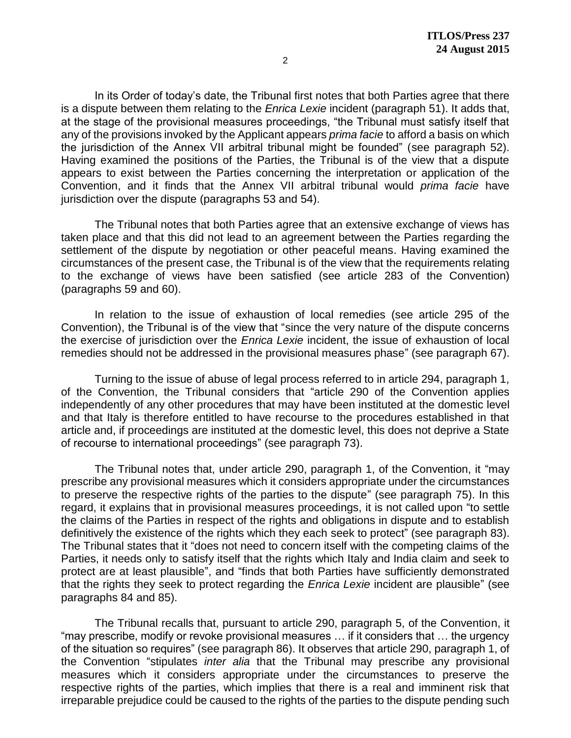In its Order of today's date, the Tribunal first notes that both Parties agree that there is a dispute between them relating to the *Enrica Lexie* incident (paragraph 51). It adds that, at the stage of the provisional measures proceedings, "the Tribunal must satisfy itself that any of the provisions invoked by the Applicant appears *prima facie* to afford a basis on which the jurisdiction of the Annex VII arbitral tribunal might be founded" (see paragraph 52). Having examined the positions of the Parties, the Tribunal is of the view that a dispute appears to exist between the Parties concerning the interpretation or application of the Convention, and it finds that the Annex VII arbitral tribunal would *prima facie* have jurisdiction over the dispute (paragraphs 53 and 54).

The Tribunal notes that both Parties agree that an extensive exchange of views has taken place and that this did not lead to an agreement between the Parties regarding the settlement of the dispute by negotiation or other peaceful means. Having examined the circumstances of the present case, the Tribunal is of the view that the requirements relating to the exchange of views have been satisfied (see article 283 of the Convention) (paragraphs 59 and 60).

In relation to the issue of exhaustion of local remedies (see article 295 of the Convention), the Tribunal is of the view that "since the very nature of the dispute concerns the exercise of jurisdiction over the *Enrica Lexie* incident, the issue of exhaustion of local remedies should not be addressed in the provisional measures phase" (see paragraph 67).

Turning to the issue of abuse of legal process referred to in article 294, paragraph 1, of the Convention, the Tribunal considers that "article 290 of the Convention applies independently of any other procedures that may have been instituted at the domestic level and that Italy is therefore entitled to have recourse to the procedures established in that article and, if proceedings are instituted at the domestic level, this does not deprive a State of recourse to international proceedings" (see paragraph 73).

The Tribunal notes that, under article 290, paragraph 1, of the Convention, it "may prescribe any provisional measures which it considers appropriate under the circumstances to preserve the respective rights of the parties to the dispute" (see paragraph 75). In this regard, it explains that in provisional measures proceedings, it is not called upon "to settle the claims of the Parties in respect of the rights and obligations in dispute and to establish definitively the existence of the rights which they each seek to protect" (see paragraph 83). The Tribunal states that it "does not need to concern itself with the competing claims of the Parties, it needs only to satisfy itself that the rights which Italy and India claim and seek to protect are at least plausible", and "finds that both Parties have sufficiently demonstrated that the rights they seek to protect regarding the *Enrica Lexie* incident are plausible" (see paragraphs 84 and 85).

The Tribunal recalls that, pursuant to article 290, paragraph 5, of the Convention, it "may prescribe, modify or revoke provisional measures … if it considers that … the urgency of the situation so requires" (see paragraph 86). It observes that article 290, paragraph 1, of the Convention "stipulates *inter alia* that the Tribunal may prescribe any provisional measures which it considers appropriate under the circumstances to preserve the respective rights of the parties, which implies that there is a real and imminent risk that irreparable prejudice could be caused to the rights of the parties to the dispute pending such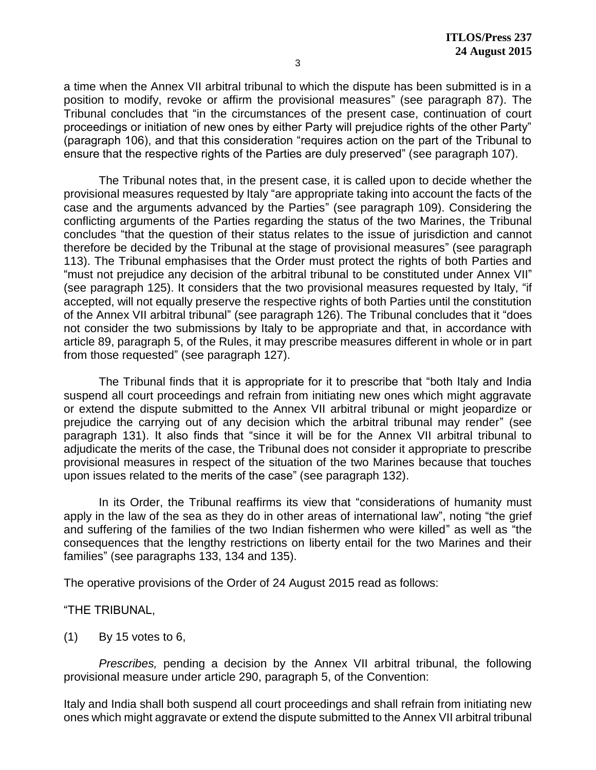a time when the Annex VII arbitral tribunal to which the dispute has been submitted is in a position to modify, revoke or affirm the provisional measures" (see paragraph 87). The Tribunal concludes that "in the circumstances of the present case, continuation of court proceedings or initiation of new ones by either Party will prejudice rights of the other Party" (paragraph 106), and that this consideration "requires action on the part of the Tribunal to ensure that the respective rights of the Parties are duly preserved" (see paragraph 107).

The Tribunal notes that, in the present case, it is called upon to decide whether the provisional measures requested by Italy "are appropriate taking into account the facts of the case and the arguments advanced by the Parties" (see paragraph 109). Considering the conflicting arguments of the Parties regarding the status of the two Marines, the Tribunal concludes "that the question of their status relates to the issue of jurisdiction and cannot therefore be decided by the Tribunal at the stage of provisional measures" (see paragraph 113). The Tribunal emphasises that the Order must protect the rights of both Parties and "must not prejudice any decision of the arbitral tribunal to be constituted under Annex VII" (see paragraph 125). It considers that the two provisional measures requested by Italy, "if accepted, will not equally preserve the respective rights of both Parties until the constitution of the Annex VII arbitral tribunal" (see paragraph 126). The Tribunal concludes that it "does not consider the two submissions by Italy to be appropriate and that, in accordance with article 89, paragraph 5, of the Rules, it may prescribe measures different in whole or in part from those requested" (see paragraph 127).

The Tribunal finds that it is appropriate for it to prescribe that "both Italy and India suspend all court proceedings and refrain from initiating new ones which might aggravate or extend the dispute submitted to the Annex VII arbitral tribunal or might jeopardize or prejudice the carrying out of any decision which the arbitral tribunal may render" (see paragraph 131). It also finds that "since it will be for the Annex VII arbitral tribunal to adjudicate the merits of the case, the Tribunal does not consider it appropriate to prescribe provisional measures in respect of the situation of the two Marines because that touches upon issues related to the merits of the case" (see paragraph 132).

In its Order, the Tribunal reaffirms its view that "considerations of humanity must apply in the law of the sea as they do in other areas of international law", noting "the grief and suffering of the families of the two Indian fishermen who were killed" as well as "the consequences that the lengthy restrictions on liberty entail for the two Marines and their families" (see paragraphs 133, 134 and 135).

The operative provisions of the Order of 24 August 2015 read as follows:

"THE TRIBUNAL,

(1) By 15 votes to 6,

*Prescribes,* pending a decision by the Annex VII arbitral tribunal, the following provisional measure under article 290, paragraph 5, of the Convention:

Italy and India shall both suspend all court proceedings and shall refrain from initiating new ones which might aggravate or extend the dispute submitted to the Annex VII arbitral tribunal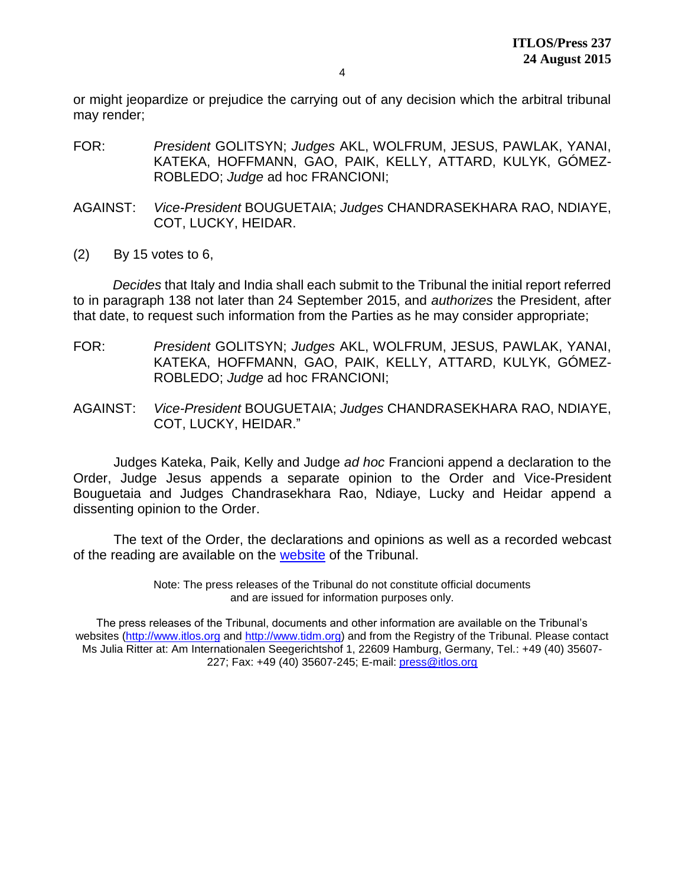or might jeopardize or prejudice the carrying out of any decision which the arbitral tribunal may render;

FOR: *President* GOLITSYN; *Judges* AKL, WOLFRUM, JESUS, PAWLAK, YANAI, KATEKA, HOFFMANN, GAO, PAIK, KELLY, ATTARD, KULYK, GÓMEZ-ROBLEDO; *Judge* ad hoc FRANCIONI;

AGAINST: *Vice-President* BOUGUETAIA; *Judges* CHANDRASEKHARA RAO, NDIAYE, COT, LUCKY, HEIDAR.

(2) By 15 votes to 6,

*Decides* that Italy and India shall each submit to the Tribunal the initial report referred to in paragraph 138 not later than 24 September 2015, and *authorizes* the President, after that date, to request such information from the Parties as he may consider appropriate;

FOR: *President* GOLITSYN; *Judges* AKL, WOLFRUM, JESUS, PAWLAK, YANAI, KATEKA, HOFFMANN, GAO, PAIK, KELLY, ATTARD, KULYK, GÓMEZ-ROBLEDO; *Judge* ad hoc FRANCIONI;

AGAINST: *Vice-President* BOUGUETAIA; *Judges* CHANDRASEKHARA RAO, NDIAYE, COT, LUCKY, HEIDAR."

Judges Kateka, Paik, Kelly and Judge *ad hoc* Francioni append a declaration to the Order, Judge Jesus appends a separate opinion to the Order and Vice-President Bouguetaia and Judges Chandrasekhara Rao, Ndiaye, Lucky and Heidar append a dissenting opinion to the Order.

The text of the Order, the declarations and opinions as well as a recorded webcast of the reading are available on the website of the Tribunal.

Note: The press releases of the Tribunal do not constitute official documents and are issued for information purposes only.

The press releases of the Tribunal, documents and other information are available on the Tribunal's websites (http://www.itlos.org and http://www.tidm.org) and from the Registry of the Tribunal. Please contact Ms Julia Ritter at: Am Internationalen Seegerichtshof 1, 22609 Hamburg, Germany, Tel.: +49 (40) 35607-227; Fax: +49 (40) 35607-245; E-mail: press@itlos.org